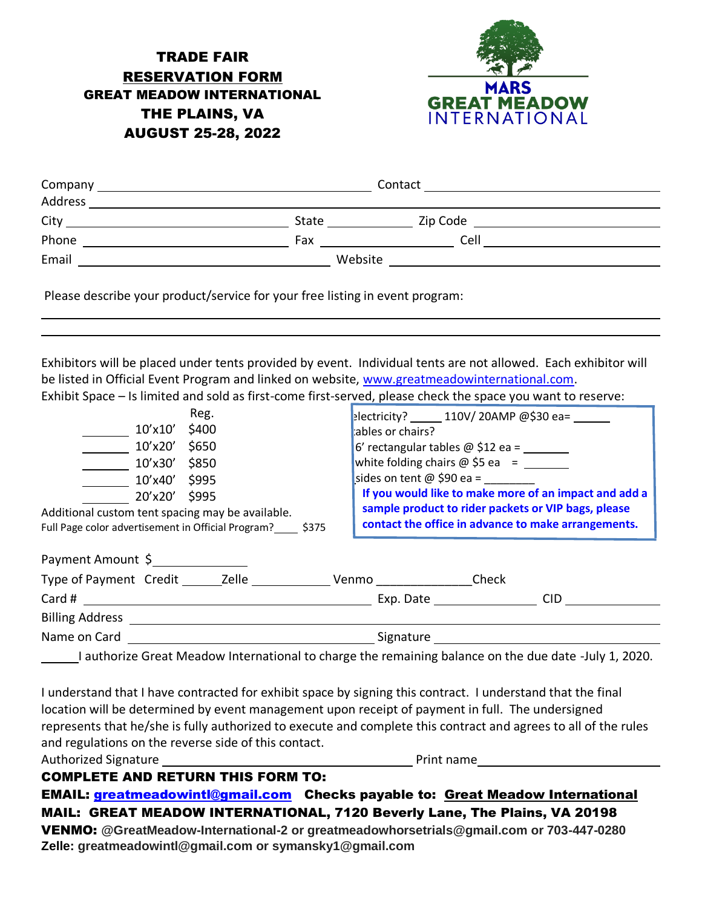# TRADE FAIR

## RESERVATION FORM

## GREAT MEADOW INTERNATIONAL

## THE PLAINS, VA

## AUGUST 25-28, 2022

MARS GREAT MEADOW INTERNATIONAL

Company \_\_\_\_\_\_\_\_\_\_\_\_\_\_\_\_\_\_\_\_ Contact \_\_\_\_\_\_\_\_\_\_\_\_\_\_\_\_\_\_\_\_

Address \_\_\_\_\_\_\_\_\_\_\_\_\_\_\_\_\_\_\_\_

City \_\_\_\_\_\_\_\_\_\_\_\_ State \_\_\_\_\_\_ Zip Code \_\_\_\_\_\_\_\_\_\_\_\_

Phone \_\_\_\_\_\_\_\_\_\_\_\_ Fax \_\_\_\_\_\_\_\_\_\_\_\_ Cell \_\_\_\_\_\_\_\_\_\_\_\_

Email \_\_\_\_\_\_\_\_\_\_\_\_\_\_\_\_ Website \_\_\_\_\_\_\_\_\_\_\_\_\_\_\_\_

Please describe your product/service for your free listing in event program:

\_\_\_\_\_\_\_\_\_\_\_\_\_\_\_\_\_\_\_\_\_\_\_\_\_\_\_\_\_\_\_\_\_\_\_\_\_\_\_\_

\_\_\_\_\_\_\_\_\_\_\_\_\_\_\_\_\_\_\_\_\_\_\_\_\_\_\_\_\_\_\_\_\_\_\_\_\_\_\_\_

Exhibitors will be placed under tents provided by event. Individual tents are not allowed. Each exhibitor will be listed in Official Event Program and linked on website, www.greatmeadowinternational.com.

Exhibit Space – Is limited and sold as first-come first-served, please check the space you want to reserve:

| | Size | Reg. |
|---|---|---|
| \_\_\_\_\_\_ | 10'x10' | $400 |
| \_\_\_\_\_\_ | 10'x20' | $650 |
| \_\_\_\_\_\_ | 10'x30' | $850 |
| \_\_\_\_\_\_ | 10'x40' | $995 |
| \_\_\_\_\_\_ | 20'x20' | $995 |

Additional custom tent spacing may be available.

Full Page color advertisement in Official Program?\_\_\_\_ $375

electricity? \_\_\_\_\_ 110V/ 20AMP @$30 ea= \_\_\_\_\_\_

tables or chairs?

6' rectangular tables @ $12 ea = \_\_\_\_\_\_\_

white folding chairs @ $5 ea = \_\_\_\_\_\_\_

sides on tent @ $90 ea = \_\_\_\_\_\_\_\_

**If you would like to make more of an impact and add a sample product to rider packets or VIP bags, please contact the office in advance to make arrangements.**

Payment Amount $\_\_\_\_\_\_\_\_\_\_\_\_

Type of Payment Credit \_\_\_\_\_\_ Zelle \_\_\_\_\_\_\_\_\_\_ Venmo \_\_\_\_\_\_\_\_\_\_\_\_ Check

Card # \_\_\_\_\_\_\_\_\_\_\_\_\_\_\_\_\_\_\_\_ Exp. Date \_\_\_\_\_\_\_\_ CID \_\_\_\_\_\_\_\_

Billing Address \_\_\_\_\_\_\_\_\_\_\_\_\_\_\_\_\_\_\_\_

Name on Card \_\_\_\_\_\_\_\_\_\_\_\_\_\_\_\_ Signature \_\_\_\_\_\_\_\_\_\_\_\_\_\_\_\_

\_\_\_\_\_\_I authorize Great Meadow International to charge the remaining balance on the due date -July 1, 2020.

I understand that I have contracted for exhibit space by signing this contract. I understand that the final location will be determined by event management upon receipt of payment in full. The undersigned represents that he/she is fully authorized to execute and complete this contract and agrees to all of the rules and regulations on the reverse side of this contact.

Authorized Signature \_\_\_\_\_\_\_\_\_\_\_\_\_\_\_\_\_\_\_\_ Print name \_\_\_\_\_\_\_\_\_\_\_\_\_\_\_\_\_\_\_\_

**COMPLETE AND RETURN THIS FORM TO:**

**EMAIL: greatmeadowintl@gmail.com Checks payable to: Great Meadow International**

**MAIL: GREAT MEADOW INTERNATIONAL, 7120 Beverly Lane, The Plains, VA 20198**

**VENMO: @GreatMeadow-International-2 or greatmeadowhorsetrials@gmail.com or 703-447-0280**

**Zelle: greatmeadowintl@gmail.com or symansky1@gmail.com**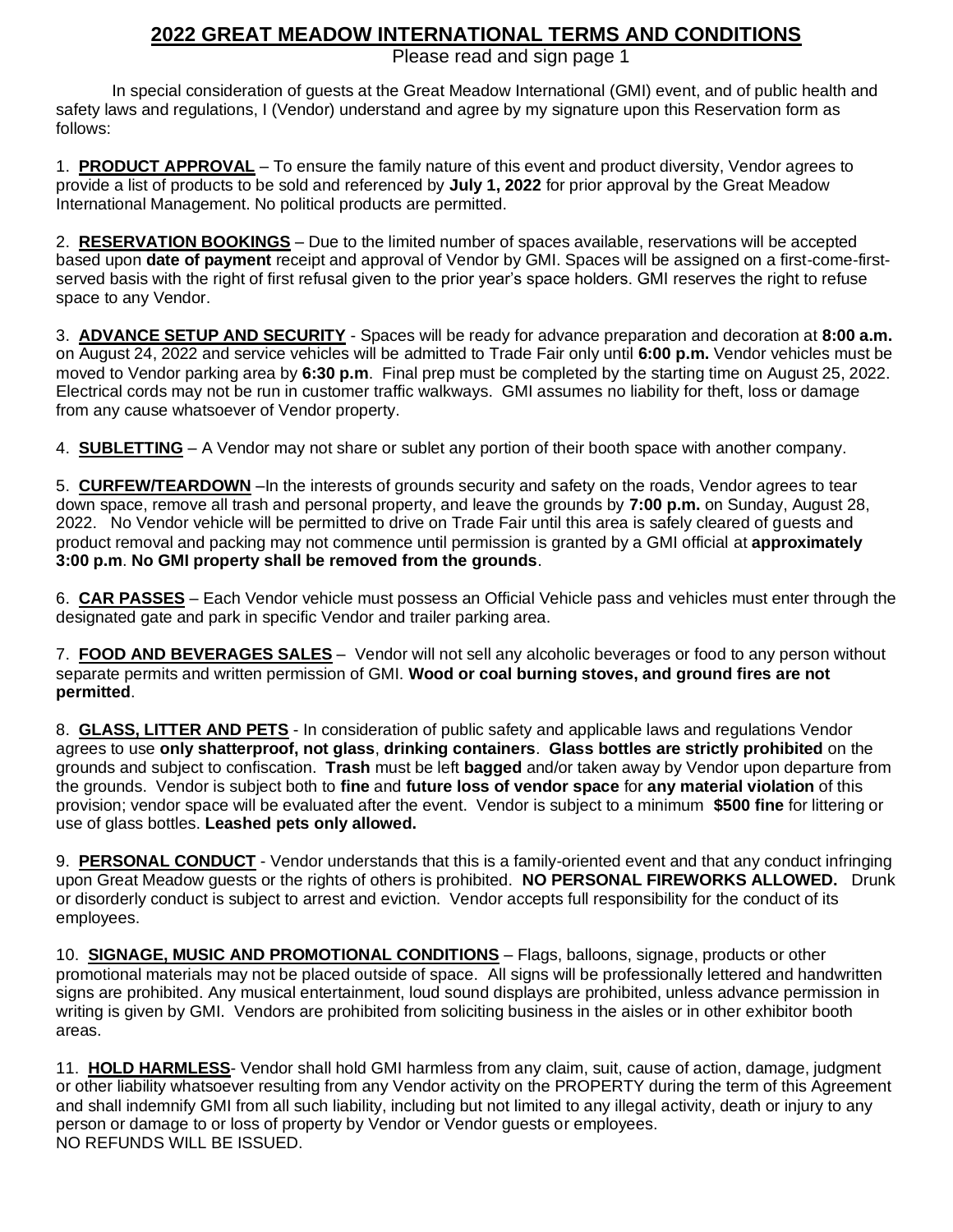# 2022 GREAT MEADOW INTERNATIONAL TERMS AND CONDITIONS

Please read and sign page 1

In special consideration of guests at the Great Meadow International (GMI) event, and of public health and safety laws and regulations, I (Vendor) understand and agree by my signature upon this Reservation form as follows:

1. **PRODUCT APPROVAL** – To ensure the family nature of this event and product diversity, Vendor agrees to provide a list of products to be sold and referenced by **July 1, 2022** for prior approval by the Great Meadow International Management. No political products are permitted.

2. **RESERVATION BOOKINGS** – Due to the limited number of spaces available, reservations will be accepted based upon **date of payment** receipt and approval of Vendor by GMI. Spaces will be assigned on a first-come-first-served basis with the right of first refusal given to the prior year's space holders. GMI reserves the right to refuse space to any Vendor.

3. **ADVANCE SETUP AND SECURITY** - Spaces will be ready for advance preparation and decoration at **8:00 a.m.** on August 24, 2022 and service vehicles will be admitted to Trade Fair only until **6:00 p.m.** Vendor vehicles must be moved to Vendor parking area by **6:30 p.m**. Final prep must be completed by the starting time on August 25, 2022. Electrical cords may not be run in customer traffic walkways. GMI assumes no liability for theft, loss or damage from any cause whatsoever of Vendor property.

4. **SUBLETTING** – A Vendor may not share or sublet any portion of their booth space with another company.

5. **CURFEW/TEARDOWN** –In the interests of grounds security and safety on the roads, Vendor agrees to tear down space, remove all trash and personal property, and leave the grounds by **7:00 p.m.** on Sunday, August 28, 2022. No Vendor vehicle will be permitted to drive on Trade Fair until this area is safely cleared of guests and product removal and packing may not commence until permission is granted by a GMI official at **approximately 3:00 p.m**. **No GMI property shall be removed from the grounds**.

6. **CAR PASSES** – Each Vendor vehicle must possess an Official Vehicle pass and vehicles must enter through the designated gate and park in specific Vendor and trailer parking area.

7. **FOOD AND BEVERAGES SALES** – Vendor will not sell any alcoholic beverages or food to any person without separate permits and written permission of GMI. **Wood or coal burning stoves, and ground fires are not permitted**.

8. **GLASS, LITTER AND PETS** - In consideration of public safety and applicable laws and regulations Vendor agrees to use **only shatterproof, not glass**, **drinking containers**. **Glass bottles are strictly prohibited** on the grounds and subject to confiscation. **Trash** must be left **bagged** and/or taken away by Vendor upon departure from the grounds. Vendor is subject both to **fine** and **future loss of vendor space** for **any material violation** of this provision; vendor space will be evaluated after the event. Vendor is subject to a minimum **$500 fine** for littering or use of glass bottles. **Leashed pets only allowed.**

9. **PERSONAL CONDUCT** - Vendor understands that this is a family-oriented event and that any conduct infringing upon Great Meadow guests or the rights of others is prohibited. **NO PERSONAL FIREWORKS ALLOWED.** Drunk or disorderly conduct is subject to arrest and eviction. Vendor accepts full responsibility for the conduct of its employees.

10. **SIGNAGE, MUSIC AND PROMOTIONAL CONDITIONS** – Flags, balloons, signage, products or other promotional materials may not be placed outside of space. All signs will be professionally lettered and handwritten signs are prohibited. Any musical entertainment, loud sound displays are prohibited, unless advance permission in writing is given by GMI. Vendors are prohibited from soliciting business in the aisles or in other exhibitor booth areas.

11. **HOLD HARMLESS**- Vendor shall hold GMI harmless from any claim, suit, cause of action, damage, judgment or other liability whatsoever resulting from any Vendor activity on the PROPERTY during the term of this Agreement and shall indemnify GMI from all such liability, including but not limited to any illegal activity, death or injury to any person or damage to or loss of property by Vendor or Vendor guests or employees.

NO REFUNDS WILL BE ISSUED.